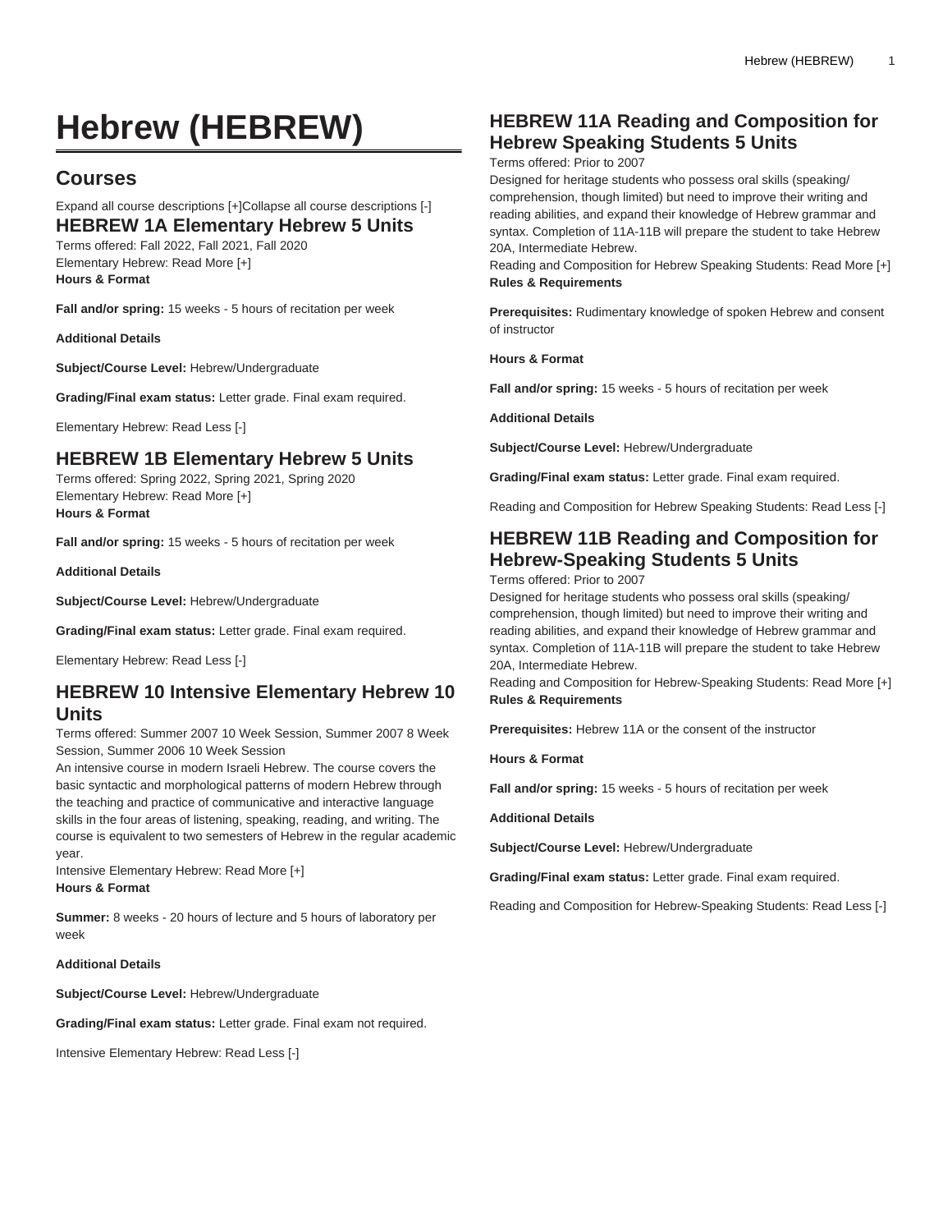# Hebrew (HEBREW)

## Courses

Expand all course descriptions [+]Collapse all course descriptions [-]

### HEBREW 1A Elementary Hebrew 5 Units

Terms offered: Fall 2022, Fall 2021, Fall 2020

Elementary Hebrew: Read More [+]

**Hours & Format**

**Fall and/or spring:** 15 weeks - 5 hours of recitation per week

**Additional Details**

**Subject/Course Level:** Hebrew/Undergraduate

**Grading/Final exam status:** Letter grade. Final exam required.

Elementary Hebrew: Read Less [-]

### HEBREW 1B Elementary Hebrew 5 Units

Terms offered: Spring 2022, Spring 2021, Spring 2020

Elementary Hebrew: Read More [+]

**Hours & Format**

**Fall and/or spring:** 15 weeks - 5 hours of recitation per week

**Additional Details**

**Subject/Course Level:** Hebrew/Undergraduate

**Grading/Final exam status:** Letter grade. Final exam required.

Elementary Hebrew: Read Less [-]

### HEBREW 10 Intensive Elementary Hebrew 10 Units

Terms offered: Summer 2007 10 Week Session, Summer 2007 8 Week Session, Summer 2006 10 Week Session

An intensive course in modern Israeli Hebrew. The course covers the basic syntactic and morphological patterns of modern Hebrew through the teaching and practice of communicative and interactive language skills in the four areas of listening, speaking, reading, and writing. The course is equivalent to two semesters of Hebrew in the regular academic year.

Intensive Elementary Hebrew: Read More [+]

**Hours & Format**

**Summer:** 8 weeks - 20 hours of lecture and 5 hours of laboratory per week

**Additional Details**

**Subject/Course Level:** Hebrew/Undergraduate

**Grading/Final exam status:** Letter grade. Final exam not required.

Intensive Elementary Hebrew: Read Less [-]

### HEBREW 11A Reading and Composition for Hebrew Speaking Students 5 Units

Terms offered: Prior to 2007

Designed for heritage students who possess oral skills (speaking/comprehension, though limited) but need to improve their writing and reading abilities, and expand their knowledge of Hebrew grammar and syntax. Completion of 11A-11B will prepare the student to take Hebrew 20A, Intermediate Hebrew.

Reading and Composition for Hebrew Speaking Students: Read More [+]

**Rules & Requirements**

**Prerequisites:** Rudimentary knowledge of spoken Hebrew and consent of instructor

**Hours & Format**

**Fall and/or spring:** 15 weeks - 5 hours of recitation per week

**Additional Details**

**Subject/Course Level:** Hebrew/Undergraduate

**Grading/Final exam status:** Letter grade. Final exam required.

Reading and Composition for Hebrew Speaking Students: Read Less [-]

### HEBREW 11B Reading and Composition for Hebrew-Speaking Students 5 Units

Terms offered: Prior to 2007

Designed for heritage students who possess oral skills (speaking/comprehension, though limited) but need to improve their writing and reading abilities, and expand their knowledge of Hebrew grammar and syntax. Completion of 11A-11B will prepare the student to take Hebrew 20A, Intermediate Hebrew.

Reading and Composition for Hebrew-Speaking Students: Read More [+]

**Rules & Requirements**

**Prerequisites:** Hebrew 11A or the consent of the instructor

**Hours & Format**

**Fall and/or spring:** 15 weeks - 5 hours of recitation per week

**Additional Details**

**Subject/Course Level:** Hebrew/Undergraduate

**Grading/Final exam status:** Letter grade. Final exam required.

Reading and Composition for Hebrew-Speaking Students: Read Less [-]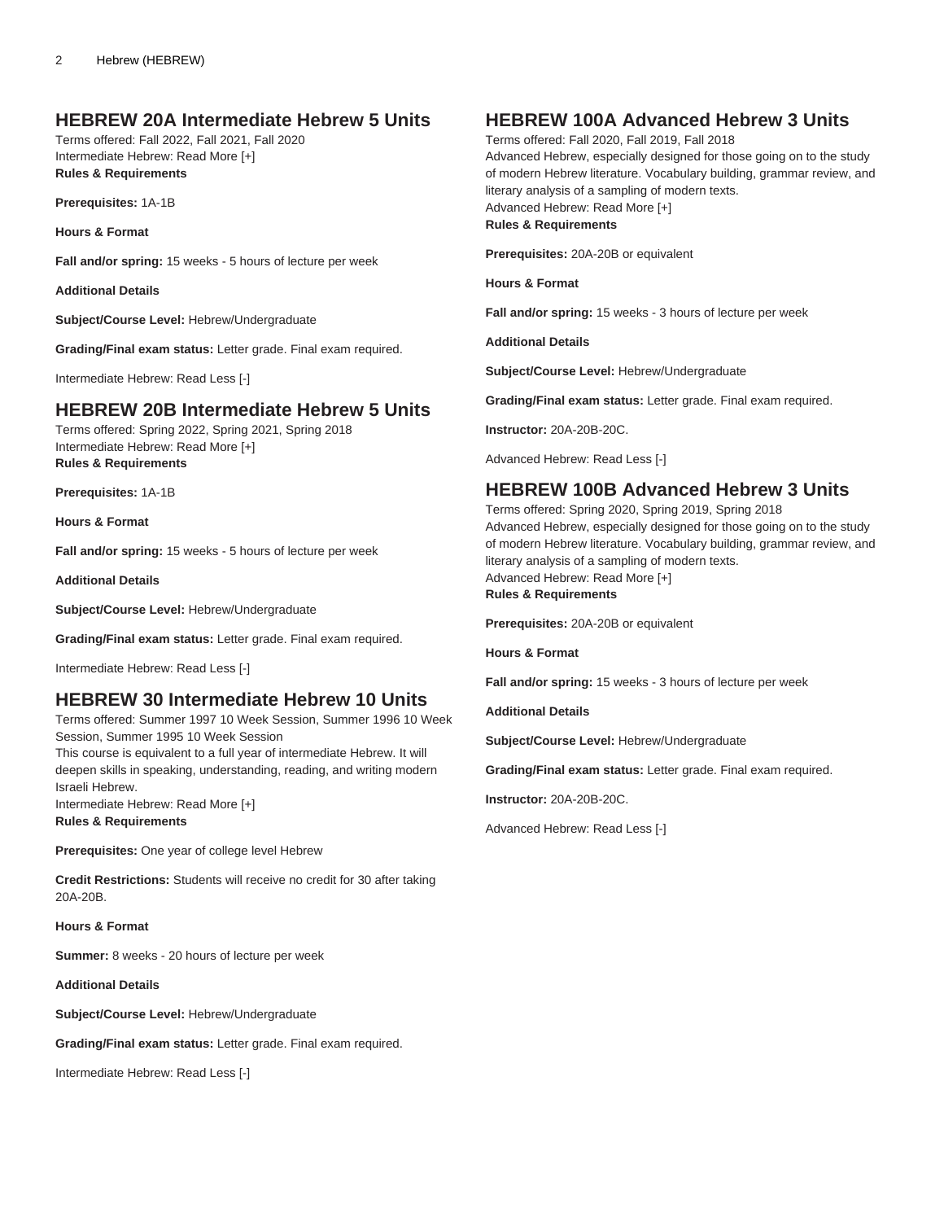## HEBREW 20A Intermediate Hebrew 5 Units

Terms offered: Fall 2022, Fall 2021, Fall 2020
Intermediate Hebrew: Read More [+]
**Rules & Requirements**

**Prerequisites:** 1A-1B

**Hours & Format**

**Fall and/or spring:** 15 weeks - 5 hours of lecture per week

**Additional Details**

**Subject/Course Level:** Hebrew/Undergraduate

**Grading/Final exam status:** Letter grade. Final exam required.

Intermediate Hebrew: Read Less [-]

## HEBREW 20B Intermediate Hebrew 5 Units

Terms offered: Spring 2022, Spring 2021, Spring 2018
Intermediate Hebrew: Read More [+]
**Rules & Requirements**

**Prerequisites:** 1A-1B

**Hours & Format**

**Fall and/or spring:** 15 weeks - 5 hours of lecture per week

**Additional Details**

**Subject/Course Level:** Hebrew/Undergraduate

**Grading/Final exam status:** Letter grade. Final exam required.

Intermediate Hebrew: Read Less [-]

## HEBREW 30 Intermediate Hebrew 10 Units

Terms offered: Summer 1997 10 Week Session, Summer 1996 10 Week Session, Summer 1995 10 Week Session
This course is equivalent to a full year of intermediate Hebrew. It will deepen skills in speaking, understanding, reading, and writing modern Israeli Hebrew.
Intermediate Hebrew: Read More [+]
**Rules & Requirements**

**Prerequisites:** One year of college level Hebrew

**Credit Restrictions:** Students will receive no credit for 30 after taking 20A-20B.

**Hours & Format**

**Summer:** 8 weeks - 20 hours of lecture per week

**Additional Details**

**Subject/Course Level:** Hebrew/Undergraduate

**Grading/Final exam status:** Letter grade. Final exam required.

Intermediate Hebrew: Read Less [-]

## HEBREW 100A Advanced Hebrew 3 Units

Terms offered: Fall 2020, Fall 2019, Fall 2018
Advanced Hebrew, especially designed for those going on to the study of modern Hebrew literature. Vocabulary building, grammar review, and literary analysis of a sampling of modern texts.
Advanced Hebrew: Read More [+]
**Rules & Requirements**

**Prerequisites:** 20A-20B or equivalent

**Hours & Format**

**Fall and/or spring:** 15 weeks - 3 hours of lecture per week

**Additional Details**

**Subject/Course Level:** Hebrew/Undergraduate

**Grading/Final exam status:** Letter grade. Final exam required.

**Instructor:** 20A-20B-20C.

Advanced Hebrew: Read Less [-]

## HEBREW 100B Advanced Hebrew 3 Units

Terms offered: Spring 2020, Spring 2019, Spring 2018
Advanced Hebrew, especially designed for those going on to the study of modern Hebrew literature. Vocabulary building, grammar review, and literary analysis of a sampling of modern texts.
Advanced Hebrew: Read More [+]
**Rules & Requirements**

**Prerequisites:** 20A-20B or equivalent

**Hours & Format**

**Fall and/or spring:** 15 weeks - 3 hours of lecture per week

**Additional Details**

**Subject/Course Level:** Hebrew/Undergraduate

**Grading/Final exam status:** Letter grade. Final exam required.

**Instructor:** 20A-20B-20C.

Advanced Hebrew: Read Less [-]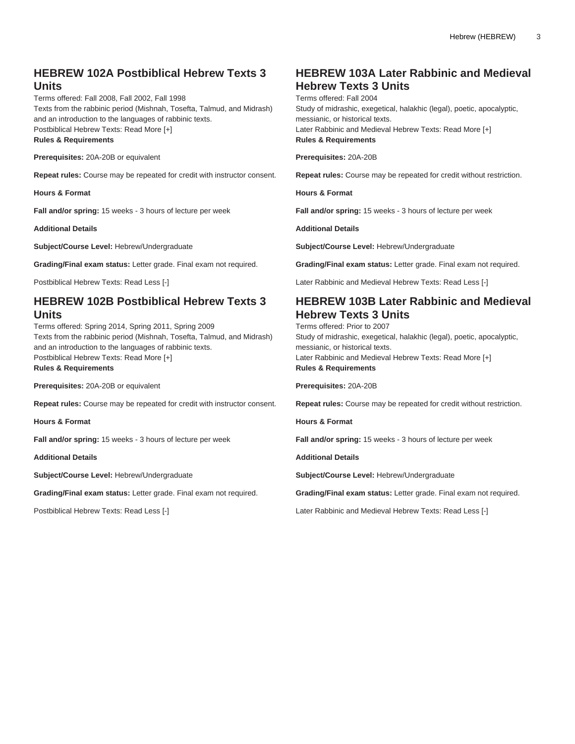## HEBREW 102A Postbiblical Hebrew Texts 3 Units

Terms offered: Fall 2008, Fall 2002, Fall 1998
Texts from the rabbinic period (Mishnah, Tosefta, Talmud, and Midrash) and an introduction to the languages of rabbinic texts.
Postbiblical Hebrew Texts: Read More [+]

**Rules & Requirements**

**Prerequisites:** 20A-20B or equivalent

**Repeat rules:** Course may be repeated for credit with instructor consent.

**Hours & Format**

**Fall and/or spring:** 15 weeks - 3 hours of lecture per week

**Additional Details**

**Subject/Course Level:** Hebrew/Undergraduate

**Grading/Final exam status:** Letter grade. Final exam not required.

Postbiblical Hebrew Texts: Read Less [-]

## HEBREW 102B Postbiblical Hebrew Texts 3 Units

Terms offered: Spring 2014, Spring 2011, Spring 2009
Texts from the rabbinic period (Mishnah, Tosefta, Talmud, and Midrash) and an introduction to the languages of rabbinic texts.
Postbiblical Hebrew Texts: Read More [+]

**Rules & Requirements**

**Prerequisites:** 20A-20B or equivalent

**Repeat rules:** Course may be repeated for credit with instructor consent.

**Hours & Format**

**Fall and/or spring:** 15 weeks - 3 hours of lecture per week

**Additional Details**

**Subject/Course Level:** Hebrew/Undergraduate

**Grading/Final exam status:** Letter grade. Final exam not required.

Postbiblical Hebrew Texts: Read Less [-]

## HEBREW 103A Later Rabbinic and Medieval Hebrew Texts 3 Units

Terms offered: Fall 2004
Study of midrashic, exegetical, halakhic (legal), poetic, apocalyptic, messianic, or historical texts.
Later Rabbinic and Medieval Hebrew Texts: Read More [+]

**Rules & Requirements**

**Prerequisites:** 20A-20B

**Repeat rules:** Course may be repeated for credit without restriction.

**Hours & Format**

**Fall and/or spring:** 15 weeks - 3 hours of lecture per week

**Additional Details**

**Subject/Course Level:** Hebrew/Undergraduate

**Grading/Final exam status:** Letter grade. Final exam not required.

Later Rabbinic and Medieval Hebrew Texts: Read Less [-]

## HEBREW 103B Later Rabbinic and Medieval Hebrew Texts 3 Units

Terms offered: Prior to 2007
Study of midrashic, exegetical, halakhic (legal), poetic, apocalyptic, messianic, or historical texts.
Later Rabbinic and Medieval Hebrew Texts: Read More [+]

**Rules & Requirements**

**Prerequisites:** 20A-20B

**Repeat rules:** Course may be repeated for credit without restriction.

**Hours & Format**

**Fall and/or spring:** 15 weeks - 3 hours of lecture per week

**Additional Details**

**Subject/Course Level:** Hebrew/Undergraduate

**Grading/Final exam status:** Letter grade. Final exam not required.

Later Rabbinic and Medieval Hebrew Texts: Read Less [-]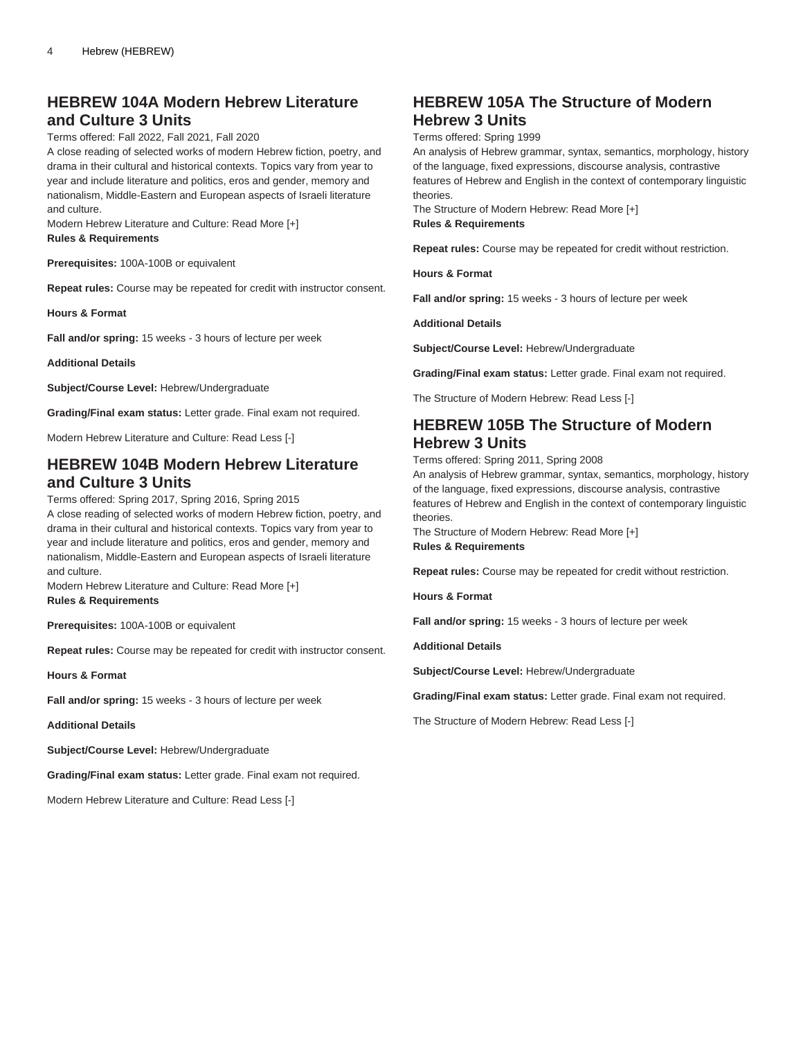## HEBREW 104A Modern Hebrew Literature and Culture 3 Units

Terms offered: Fall 2022, Fall 2021, Fall 2020
A close reading of selected works of modern Hebrew fiction, poetry, and drama in their cultural and historical contexts. Topics vary from year to year and include literature and politics, eros and gender, memory and nationalism, Middle-Eastern and European aspects of Israeli literature and culture.
Modern Hebrew Literature and Culture: Read More [+]
**Rules & Requirements**

**Prerequisites:** 100A-100B or equivalent

**Repeat rules:** Course may be repeated for credit with instructor consent.

**Hours & Format**

**Fall and/or spring:** 15 weeks - 3 hours of lecture per week

**Additional Details**

**Subject/Course Level:** Hebrew/Undergraduate

**Grading/Final exam status:** Letter grade. Final exam not required.

Modern Hebrew Literature and Culture: Read Less [-]

## HEBREW 104B Modern Hebrew Literature and Culture 3 Units

Terms offered: Spring 2017, Spring 2016, Spring 2015
A close reading of selected works of modern Hebrew fiction, poetry, and drama in their cultural and historical contexts. Topics vary from year to year and include literature and politics, eros and gender, memory and nationalism, Middle-Eastern and European aspects of Israeli literature and culture.
Modern Hebrew Literature and Culture: Read More [+]
**Rules & Requirements**

**Prerequisites:** 100A-100B or equivalent

**Repeat rules:** Course may be repeated for credit with instructor consent.

**Hours & Format**

**Fall and/or spring:** 15 weeks - 3 hours of lecture per week

**Additional Details**

**Subject/Course Level:** Hebrew/Undergraduate

**Grading/Final exam status:** Letter grade. Final exam not required.

Modern Hebrew Literature and Culture: Read Less [-]

## HEBREW 105A The Structure of Modern Hebrew 3 Units

Terms offered: Spring 1999
An analysis of Hebrew grammar, syntax, semantics, morphology, history of the language, fixed expressions, discourse analysis, contrastive features of Hebrew and English in the context of contemporary linguistic theories.
The Structure of Modern Hebrew: Read More [+]
**Rules & Requirements**

**Repeat rules:** Course may be repeated for credit without restriction.

**Hours & Format**

**Fall and/or spring:** 15 weeks - 3 hours of lecture per week

**Additional Details**

**Subject/Course Level:** Hebrew/Undergraduate

**Grading/Final exam status:** Letter grade. Final exam not required.

The Structure of Modern Hebrew: Read Less [-]

## HEBREW 105B The Structure of Modern Hebrew 3 Units

Terms offered: Spring 2011, Spring 2008
An analysis of Hebrew grammar, syntax, semantics, morphology, history of the language, fixed expressions, discourse analysis, contrastive features of Hebrew and English in the context of contemporary linguistic theories.
The Structure of Modern Hebrew: Read More [+]
**Rules & Requirements**

**Repeat rules:** Course may be repeated for credit without restriction.

**Hours & Format**

**Fall and/or spring:** 15 weeks - 3 hours of lecture per week

**Additional Details**

**Subject/Course Level:** Hebrew/Undergraduate

**Grading/Final exam status:** Letter grade. Final exam not required.

The Structure of Modern Hebrew: Read Less [-]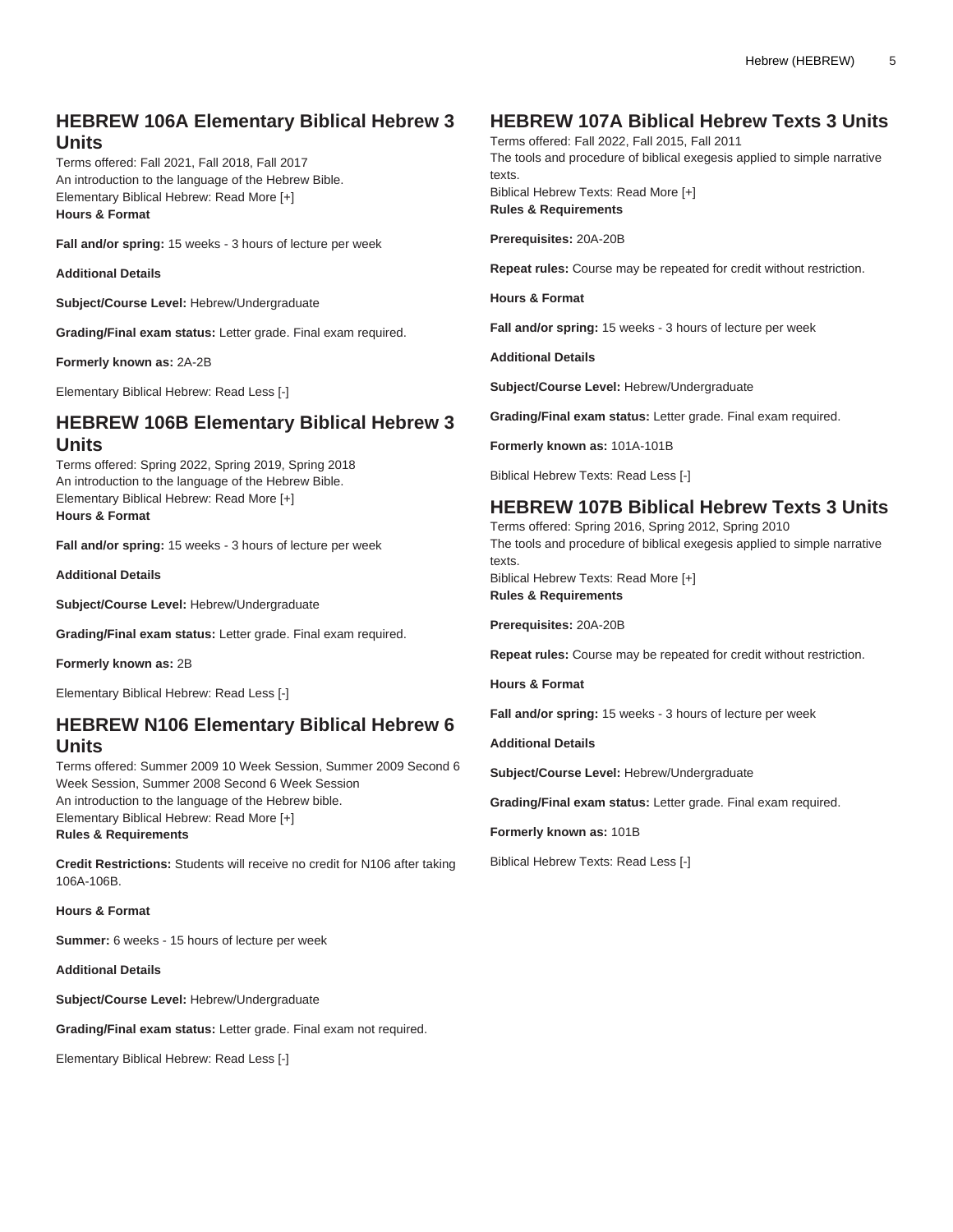## HEBREW 106A Elementary Biblical Hebrew 3 Units

Terms offered: Fall 2021, Fall 2018, Fall 2017
An introduction to the language of the Hebrew Bible.
Elementary Biblical Hebrew: Read More [+]
**Hours & Format**

**Fall and/or spring:** 15 weeks - 3 hours of lecture per week

**Additional Details**

**Subject/Course Level:** Hebrew/Undergraduate

**Grading/Final exam status:** Letter grade. Final exam required.

**Formerly known as:** 2A-2B

Elementary Biblical Hebrew: Read Less [-]

## HEBREW 106B Elementary Biblical Hebrew 3 Units

Terms offered: Spring 2022, Spring 2019, Spring 2018
An introduction to the language of the Hebrew Bible.
Elementary Biblical Hebrew: Read More [+]
**Hours & Format**

**Fall and/or spring:** 15 weeks - 3 hours of lecture per week

**Additional Details**

**Subject/Course Level:** Hebrew/Undergraduate

**Grading/Final exam status:** Letter grade. Final exam required.

**Formerly known as:** 2B

Elementary Biblical Hebrew: Read Less [-]

## HEBREW N106 Elementary Biblical Hebrew 6 Units

Terms offered: Summer 2009 10 Week Session, Summer 2009 Second 6 Week Session, Summer 2008 Second 6 Week Session
An introduction to the language of the Hebrew bible.
Elementary Biblical Hebrew: Read More [+]
**Rules & Requirements**

**Credit Restrictions:** Students will receive no credit for N106 after taking 106A-106B.

**Hours & Format**

**Summer:** 6 weeks - 15 hours of lecture per week

**Additional Details**

**Subject/Course Level:** Hebrew/Undergraduate

**Grading/Final exam status:** Letter grade. Final exam not required.

Elementary Biblical Hebrew: Read Less [-]

## HEBREW 107A Biblical Hebrew Texts 3 Units

Terms offered: Fall 2022, Fall 2015, Fall 2011
The tools and procedure of biblical exegesis applied to simple narrative texts.
Biblical Hebrew Texts: Read More [+]
**Rules & Requirements**

**Prerequisites:** 20A-20B

**Repeat rules:** Course may be repeated for credit without restriction.

**Hours & Format**

**Fall and/or spring:** 15 weeks - 3 hours of lecture per week

**Additional Details**

**Subject/Course Level:** Hebrew/Undergraduate

**Grading/Final exam status:** Letter grade. Final exam required.

**Formerly known as:** 101A-101B

Biblical Hebrew Texts: Read Less [-]

## HEBREW 107B Biblical Hebrew Texts 3 Units

Terms offered: Spring 2016, Spring 2012, Spring 2010
The tools and procedure of biblical exegesis applied to simple narrative texts.
Biblical Hebrew Texts: Read More [+]
**Rules & Requirements**

**Prerequisites:** 20A-20B

**Repeat rules:** Course may be repeated for credit without restriction.

**Hours & Format**

**Fall and/or spring:** 15 weeks - 3 hours of lecture per week

**Additional Details**

**Subject/Course Level:** Hebrew/Undergraduate

**Grading/Final exam status:** Letter grade. Final exam required.

**Formerly known as:** 101B

Biblical Hebrew Texts: Read Less [-]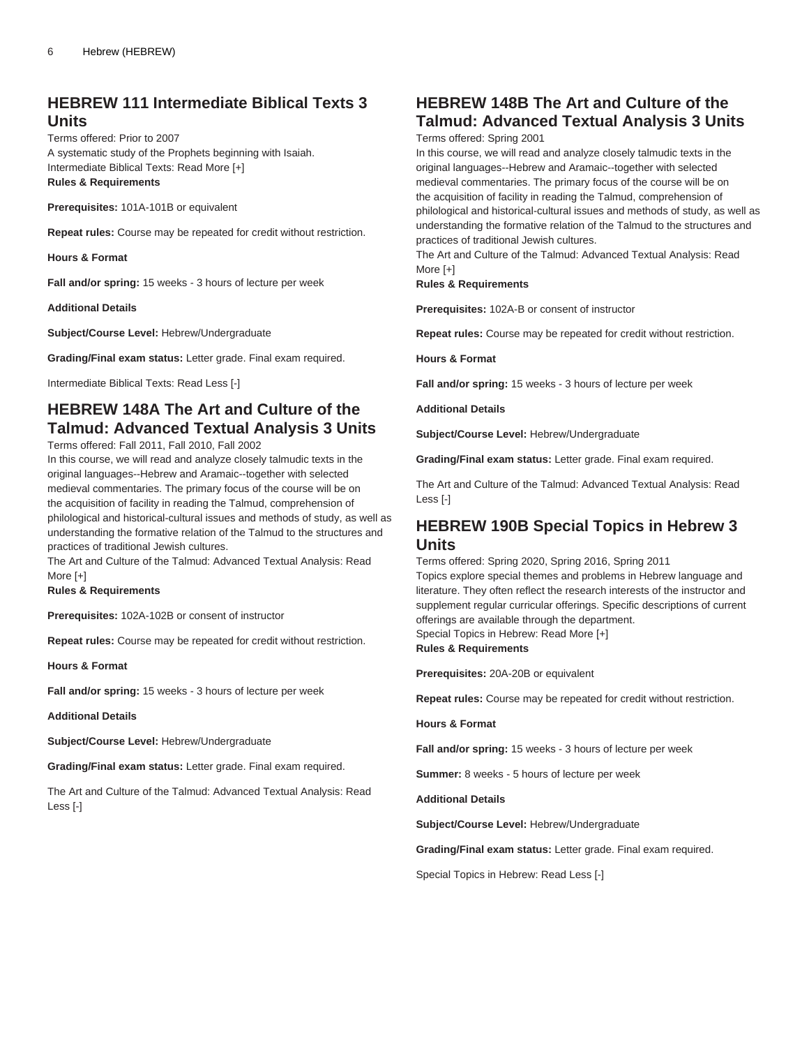## HEBREW 111 Intermediate Biblical Texts 3 Units

Terms offered: Prior to 2007
A systematic study of the Prophets beginning with Isaiah.
Intermediate Biblical Texts: Read More [+]
**Rules & Requirements**

**Prerequisites:** 101A-101B or equivalent

**Repeat rules:** Course may be repeated for credit without restriction.

**Hours & Format**

**Fall and/or spring:** 15 weeks - 3 hours of lecture per week

**Additional Details**

**Subject/Course Level:** Hebrew/Undergraduate

**Grading/Final exam status:** Letter grade. Final exam required.

Intermediate Biblical Texts: Read Less [-]

## HEBREW 148A The Art and Culture of the Talmud: Advanced Textual Analysis 3 Units

Terms offered: Fall 2011, Fall 2010, Fall 2002
In this course, we will read and analyze closely talmudic texts in the original languages--Hebrew and Aramaic--together with selected medieval commentaries. The primary focus of the course will be on the acquisition of facility in reading the Talmud, comprehension of philological and historical-cultural issues and methods of study, as well as understanding the formative relation of the Talmud to the structures and practices of traditional Jewish cultures.
The Art and Culture of the Talmud: Advanced Textual Analysis: Read More [+]
**Rules & Requirements**

**Prerequisites:** 102A-102B or consent of instructor

**Repeat rules:** Course may be repeated for credit without restriction.

**Hours & Format**

**Fall and/or spring:** 15 weeks - 3 hours of lecture per week

**Additional Details**

**Subject/Course Level:** Hebrew/Undergraduate

**Grading/Final exam status:** Letter grade. Final exam required.

The Art and Culture of the Talmud: Advanced Textual Analysis: Read Less [-]

## HEBREW 148B The Art and Culture of the Talmud: Advanced Textual Analysis 3 Units

Terms offered: Spring 2001
In this course, we will read and analyze closely talmudic texts in the original languages--Hebrew and Aramaic--together with selected medieval commentaries. The primary focus of the course will be on the acquisition of facility in reading the Talmud, comprehension of philological and historical-cultural issues and methods of study, as well as understanding the formative relation of the Talmud to the structures and practices of traditional Jewish cultures.
The Art and Culture of the Talmud: Advanced Textual Analysis: Read More [+]
**Rules & Requirements**

**Prerequisites:** 102A-B or consent of instructor

**Repeat rules:** Course may be repeated for credit without restriction.

**Hours & Format**

**Fall and/or spring:** 15 weeks - 3 hours of lecture per week

**Additional Details**

**Subject/Course Level:** Hebrew/Undergraduate

**Grading/Final exam status:** Letter grade. Final exam required.

The Art and Culture of the Talmud: Advanced Textual Analysis: Read Less [-]

## HEBREW 190B Special Topics in Hebrew 3 Units

Terms offered: Spring 2020, Spring 2016, Spring 2011
Topics explore special themes and problems in Hebrew language and literature. They often reflect the research interests of the instructor and supplement regular curricular offerings. Specific descriptions of current offerings are available through the department.
Special Topics in Hebrew: Read More [+]
**Rules & Requirements**

**Prerequisites:** 20A-20B or equivalent

**Repeat rules:** Course may be repeated for credit without restriction.

**Hours & Format**

**Fall and/or spring:** 15 weeks - 3 hours of lecture per week

**Summer:** 8 weeks - 5 hours of lecture per week

**Additional Details**

**Subject/Course Level:** Hebrew/Undergraduate

**Grading/Final exam status:** Letter grade. Final exam required.

Special Topics in Hebrew: Read Less [-]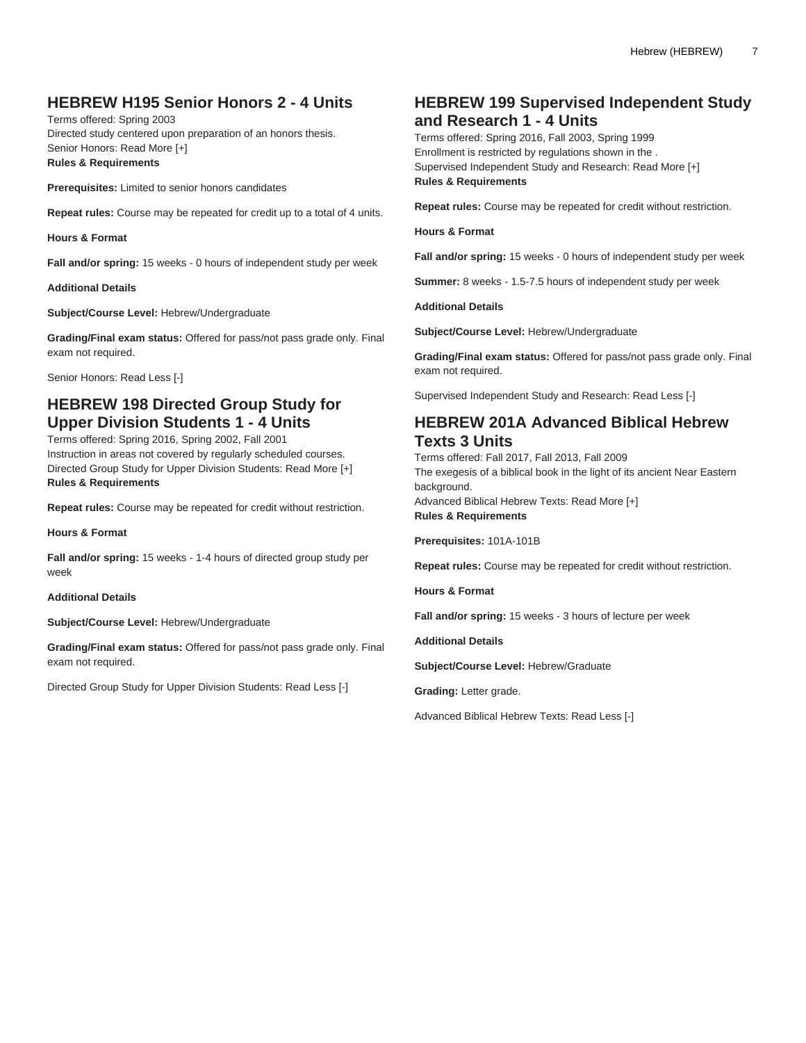## HEBREW H195 Senior Honors 2 - 4 Units

Terms offered: Spring 2003
Directed study centered upon preparation of an honors thesis.
Senior Honors: Read More [+]
**Rules & Requirements**

**Prerequisites:** Limited to senior honors candidates

**Repeat rules:** Course may be repeated for credit up to a total of 4 units.

**Hours & Format**

**Fall and/or spring:** 15 weeks - 0 hours of independent study per week

**Additional Details**

**Subject/Course Level:** Hebrew/Undergraduate

**Grading/Final exam status:** Offered for pass/not pass grade only. Final exam not required.

Senior Honors: Read Less [-]

## HEBREW 198 Directed Group Study for Upper Division Students 1 - 4 Units

Terms offered: Spring 2016, Spring 2002, Fall 2001
Instruction in areas not covered by regularly scheduled courses.
Directed Group Study for Upper Division Students: Read More [+]
**Rules & Requirements**

**Repeat rules:** Course may be repeated for credit without restriction.

**Hours & Format**

**Fall and/or spring:** 15 weeks - 1-4 hours of directed group study per week

**Additional Details**

**Subject/Course Level:** Hebrew/Undergraduate

**Grading/Final exam status:** Offered for pass/not pass grade only. Final exam not required.

Directed Group Study for Upper Division Students: Read Less [-]

## HEBREW 199 Supervised Independent Study and Research 1 - 4 Units

Terms offered: Spring 2016, Fall 2003, Spring 1999
Enrollment is restricted by regulations shown in the .
Supervised Independent Study and Research: Read More [+]
**Rules & Requirements**

**Repeat rules:** Course may be repeated for credit without restriction.

**Hours & Format**

**Fall and/or spring:** 15 weeks - 0 hours of independent study per week

**Summer:** 8 weeks - 1.5-7.5 hours of independent study per week

**Additional Details**

**Subject/Course Level:** Hebrew/Undergraduate

**Grading/Final exam status:** Offered for pass/not pass grade only. Final exam not required.

Supervised Independent Study and Research: Read Less [-]

## HEBREW 201A Advanced Biblical Hebrew Texts 3 Units

Terms offered: Fall 2017, Fall 2013, Fall 2009
The exegesis of a biblical book in the light of its ancient Near Eastern background.
Advanced Biblical Hebrew Texts: Read More [+]
**Rules & Requirements**

**Prerequisites:** 101A-101B

**Repeat rules:** Course may be repeated for credit without restriction.

**Hours & Format**

**Fall and/or spring:** 15 weeks - 3 hours of lecture per week

**Additional Details**

**Subject/Course Level:** Hebrew/Graduate

**Grading:** Letter grade.

Advanced Biblical Hebrew Texts: Read Less [-]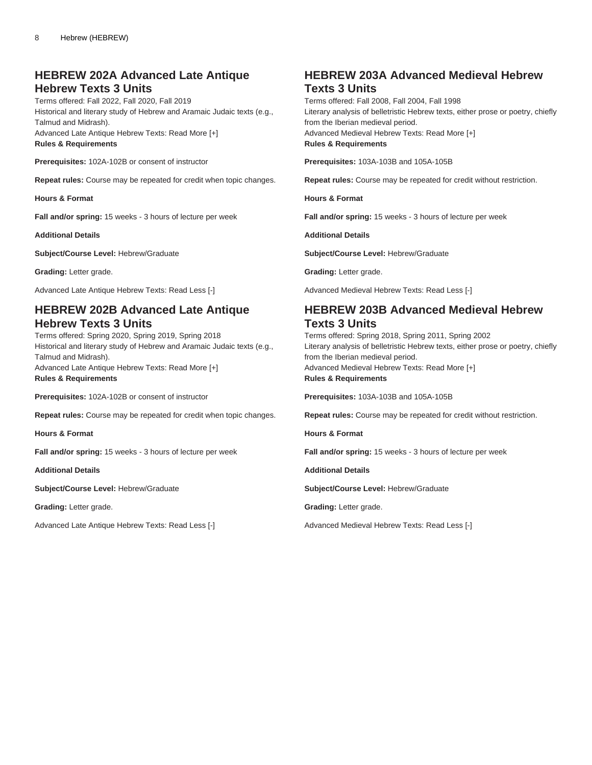## HEBREW 202A Advanced Late Antique Hebrew Texts 3 Units

Terms offered: Fall 2022, Fall 2020, Fall 2019
Historical and literary study of Hebrew and Aramaic Judaic texts (e.g., Talmud and Midrash).
Advanced Late Antique Hebrew Texts: Read More [+]
**Rules & Requirements**

**Prerequisites:** 102A-102B or consent of instructor

**Repeat rules:** Course may be repeated for credit when topic changes.

**Hours & Format**

**Fall and/or spring:** 15 weeks - 3 hours of lecture per week

**Additional Details**

**Subject/Course Level:** Hebrew/Graduate

**Grading:** Letter grade.

Advanced Late Antique Hebrew Texts: Read Less [-]

## HEBREW 202B Advanced Late Antique Hebrew Texts 3 Units

Terms offered: Spring 2020, Spring 2019, Spring 2018
Historical and literary study of Hebrew and Aramaic Judaic texts (e.g., Talmud and Midrash).
Advanced Late Antique Hebrew Texts: Read More [+]
**Rules & Requirements**

**Prerequisites:** 102A-102B or consent of instructor

**Repeat rules:** Course may be repeated for credit when topic changes.

**Hours & Format**

**Fall and/or spring:** 15 weeks - 3 hours of lecture per week

**Additional Details**

**Subject/Course Level:** Hebrew/Graduate

**Grading:** Letter grade.

Advanced Late Antique Hebrew Texts: Read Less [-]

## HEBREW 203A Advanced Medieval Hebrew Texts 3 Units

Terms offered: Fall 2008, Fall 2004, Fall 1998
Literary analysis of belletristic Hebrew texts, either prose or poetry, chiefly from the Iberian medieval period.
Advanced Medieval Hebrew Texts: Read More [+]
**Rules & Requirements**

**Prerequisites:** 103A-103B and 105A-105B

**Repeat rules:** Course may be repeated for credit without restriction.

**Hours & Format**

**Fall and/or spring:** 15 weeks - 3 hours of lecture per week

**Additional Details**

**Subject/Course Level:** Hebrew/Graduate

**Grading:** Letter grade.

Advanced Medieval Hebrew Texts: Read Less [-]

## HEBREW 203B Advanced Medieval Hebrew Texts 3 Units

Terms offered: Spring 2018, Spring 2011, Spring 2002
Literary analysis of belletristic Hebrew texts, either prose or poetry, chiefly from the Iberian medieval period.
Advanced Medieval Hebrew Texts: Read More [+]
**Rules & Requirements**

**Prerequisites:** 103A-103B and 105A-105B

**Repeat rules:** Course may be repeated for credit without restriction.

**Hours & Format**

**Fall and/or spring:** 15 weeks - 3 hours of lecture per week

**Additional Details**

**Subject/Course Level:** Hebrew/Graduate

**Grading:** Letter grade.

Advanced Medieval Hebrew Texts: Read Less [-]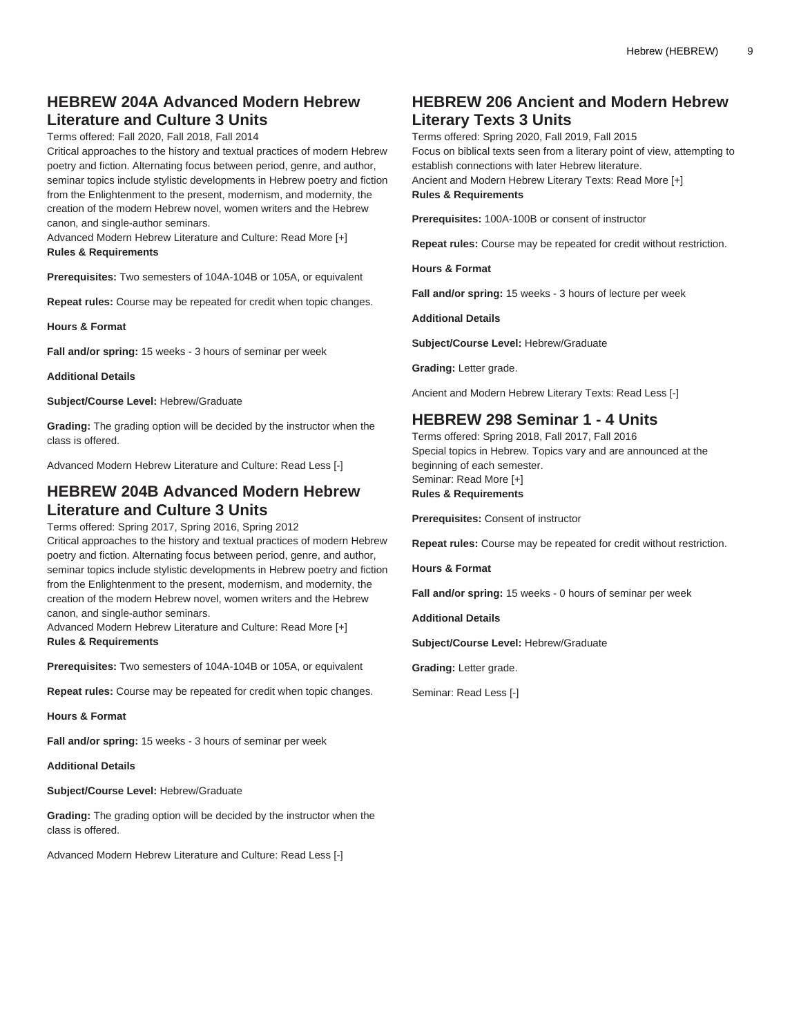## HEBREW 204A Advanced Modern Hebrew Literature and Culture 3 Units

Terms offered: Fall 2020, Fall 2018, Fall 2014
Critical approaches to the history and textual practices of modern Hebrew poetry and fiction. Alternating focus between period, genre, and author, seminar topics include stylistic developments in Hebrew poetry and fiction from the Enlightenment to the present, modernism, and modernity, the creation of the modern Hebrew novel, women writers and the Hebrew canon, and single-author seminars.
Advanced Modern Hebrew Literature and Culture: Read More [+]
**Rules & Requirements**

**Prerequisites:** Two semesters of 104A-104B or 105A, or equivalent

**Repeat rules:** Course may be repeated for credit when topic changes.

**Hours & Format**

**Fall and/or spring:** 15 weeks - 3 hours of seminar per week

**Additional Details**

**Subject/Course Level:** Hebrew/Graduate

**Grading:** The grading option will be decided by the instructor when the class is offered.

Advanced Modern Hebrew Literature and Culture: Read Less [-]

## HEBREW 204B Advanced Modern Hebrew Literature and Culture 3 Units

Terms offered: Spring 2017, Spring 2016, Spring 2012
Critical approaches to the history and textual practices of modern Hebrew poetry and fiction. Alternating focus between period, genre, and author, seminar topics include stylistic developments in Hebrew poetry and fiction from the Enlightenment to the present, modernism, and modernity, the creation of the modern Hebrew novel, women writers and the Hebrew canon, and single-author seminars.
Advanced Modern Hebrew Literature and Culture: Read More [+]
**Rules & Requirements**

**Prerequisites:** Two semesters of 104A-104B or 105A, or equivalent

**Repeat rules:** Course may be repeated for credit when topic changes.

**Hours & Format**

**Fall and/or spring:** 15 weeks - 3 hours of seminar per week

**Additional Details**

**Subject/Course Level:** Hebrew/Graduate

**Grading:** The grading option will be decided by the instructor when the class is offered.

Advanced Modern Hebrew Literature and Culture: Read Less [-]

## HEBREW 206 Ancient and Modern Hebrew Literary Texts 3 Units

Terms offered: Spring 2020, Fall 2019, Fall 2015
Focus on biblical texts seen from a literary point of view, attempting to establish connections with later Hebrew literature.
Ancient and Modern Hebrew Literary Texts: Read More [+]
**Rules & Requirements**

**Prerequisites:** 100A-100B or consent of instructor

**Repeat rules:** Course may be repeated for credit without restriction.

**Hours & Format**

**Fall and/or spring:** 15 weeks - 3 hours of lecture per week

**Additional Details**

**Subject/Course Level:** Hebrew/Graduate

**Grading:** Letter grade.

Ancient and Modern Hebrew Literary Texts: Read Less [-]

## HEBREW 298 Seminar 1 - 4 Units

Terms offered: Spring 2018, Fall 2017, Fall 2016
Special topics in Hebrew. Topics vary and are announced at the beginning of each semester.
Seminar: Read More [+]
**Rules & Requirements**

**Prerequisites:** Consent of instructor

**Repeat rules:** Course may be repeated for credit without restriction.

**Hours & Format**

**Fall and/or spring:** 15 weeks - 0 hours of seminar per week

**Additional Details**

**Subject/Course Level:** Hebrew/Graduate

**Grading:** Letter grade.

Seminar: Read Less [-]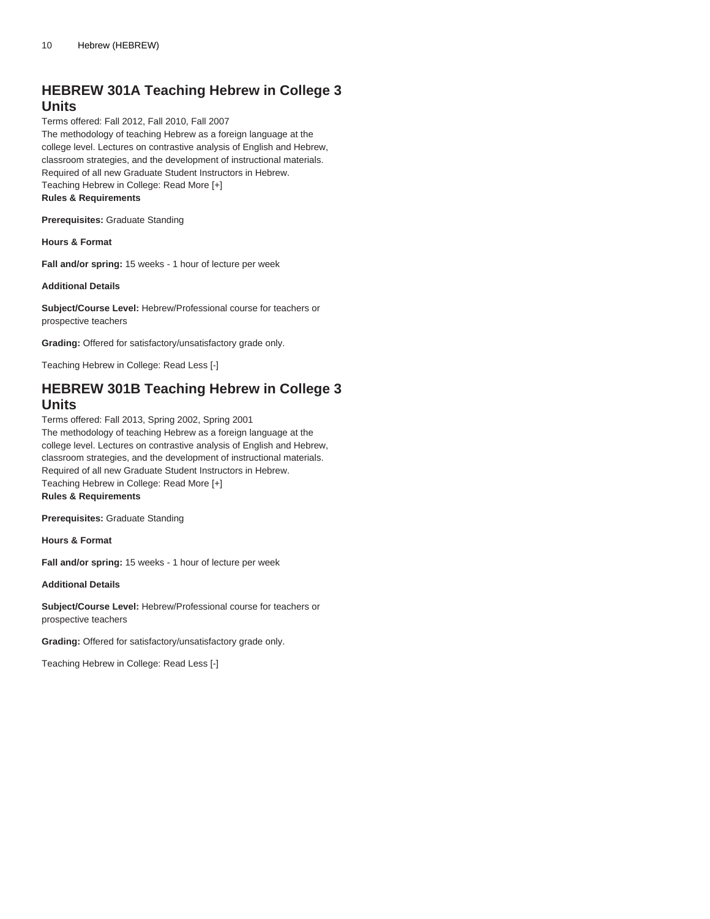## HEBREW 301A Teaching Hebrew in College 3 Units

Terms offered: Fall 2012, Fall 2010, Fall 2007
The methodology of teaching Hebrew as a foreign language at the college level. Lectures on contrastive analysis of English and Hebrew, classroom strategies, and the development of instructional materials. Required of all new Graduate Student Instructors in Hebrew.
Teaching Hebrew in College: Read More [+]

**Rules & Requirements**

**Prerequisites:** Graduate Standing

**Hours & Format**

**Fall and/or spring:** 15 weeks - 1 hour of lecture per week

**Additional Details**

**Subject/Course Level:** Hebrew/Professional course for teachers or prospective teachers

**Grading:** Offered for satisfactory/unsatisfactory grade only.

Teaching Hebrew in College: Read Less [-]

## HEBREW 301B Teaching Hebrew in College 3 Units

Terms offered: Fall 2013, Spring 2002, Spring 2001
The methodology of teaching Hebrew as a foreign language at the college level. Lectures on contrastive analysis of English and Hebrew, classroom strategies, and the development of instructional materials. Required of all new Graduate Student Instructors in Hebrew.
Teaching Hebrew in College: Read More [+]

**Rules & Requirements**

**Prerequisites:** Graduate Standing

**Hours & Format**

**Fall and/or spring:** 15 weeks - 1 hour of lecture per week

**Additional Details**

**Subject/Course Level:** Hebrew/Professional course for teachers or prospective teachers

**Grading:** Offered for satisfactory/unsatisfactory grade only.

Teaching Hebrew in College: Read Less [-]